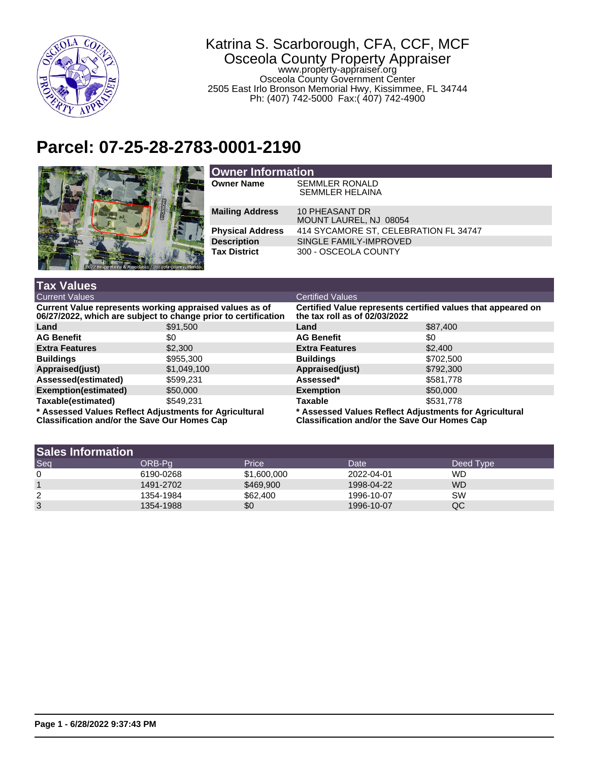Katrina S. Scarborough, CFA, CCF, MCF
Osceola County Property Appraiser
www.property-appraiser.org
Osceola County Government Center
2505 East Irlo Bronson Memorial Hwy, Kissimmee, FL 34744
Ph: (407) 742-5000 Fax:( 407) 742-4900

# Parcel: 07-25-28-2783-0001-2190

## Owner Information

| | |
|---|---|
| **Owner Name** | SEMMLER RONALD<br>SEMMLER HELAINA |
| **Mailing Address** | 10 PHEASANT DR<br>MOUNT LAUREL, NJ 08054 |
| **Physical Address** | 414 SYCAMORE ST, CELEBRATION FL 34747 |
| **Description** | SINGLE FAMILY-IMPROVED |
| **Tax District** | 300 - OSCEOLA COUNTY |

## Tax Values

| Current Values | | Certified Values | |
|---|---|---|---|
| **Current Value represents working appraised values as of 06/27/2022, which are subject to change prior to certification** | | **Certified Value represents certified values that appeared on the tax roll as of 02/03/2022** | |
| **Land** | $91,500 | **Land** | $87,400 |
| **AG Benefit** | $0 | **AG Benefit** | $0 |
| **Extra Features** | $2,300 | **Extra Features** | $2,400 |
| **Buildings** | $955,300 | **Buildings** | $702,500 |
| **Appraised(just)** | $1,049,100 | **Appraised(just)** | $792,300 |
| **Assessed(estimated)** | $599,231 | **Assessed*** | $581,778 |
| **Exemption(estimated)** | $50,000 | **Exemption** | $50,000 |
| **Taxable(estimated)** | $549,231 | **Taxable** | $531,778 |

**\* Assessed Values Reflect Adjustments for Agricultural Classification and/or the Save Our Homes Cap**

## Sales Information

| Seq | ORB-Pg | Price | Date | Deed Type |
|---|---|---|---|---|
| 0 | 6190-0268 | $1,600,000 | 2022-04-01 | WD |
| 1 | 1491-2702 | $469,900 | 1998-04-22 | WD |
| 2 | 1354-1984 | $62,400 | 1996-10-07 | SW |
| 3 | 1354-1988 | $0 | 1996-10-07 | QC |

**Page 1 - 6/28/2022 9:37:43 PM**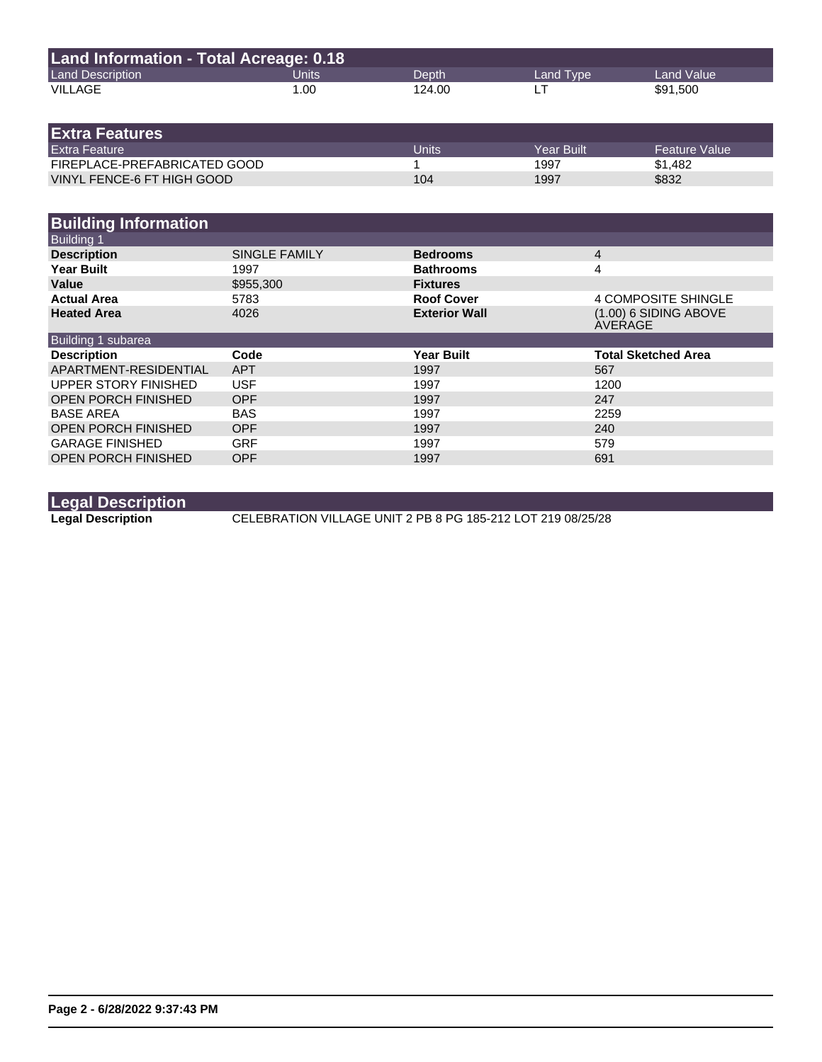## Land Information - Total Acreage: 0.18

| Land Description | Units | Depth | Land Type | Land Value |
|---|---|---|---|---|
| VILLAGE | 1.00 | 124.00 | LT | $91,500 |

## Extra Features

| Extra Feature | Units | Year Built | Feature Value |
|---|---|---|---|
| FIREPLACE-PREFABRICATED GOOD | 1 | 1997 | $1,482 |
| VINYL FENCE-6 FT HIGH GOOD | 104 | 1997 | $832 |

## Building Information

### Building 1

| | | | |
|---|---|---|---|
| **Description** | SINGLE FAMILY | **Bedrooms** | 4 |
| **Year Built** | 1997 | **Bathrooms** | 4 |
| **Value** | $955,300 | **Fixtures** | |
| **Actual Area** | 5783 | **Roof Cover** | 4 COMPOSITE SHINGLE |
| **Heated Area** | 4026 | **Exterior Wall** | (1.00) 6 SIDING ABOVE AVERAGE |

### Building 1 subarea

| Description | Code | Year Built | Total Sketched Area |
|---|---|---|---|
| APARTMENT-RESIDENTIAL | APT | 1997 | 567 |
| UPPER STORY FINISHED | USF | 1997 | 1200 |
| OPEN PORCH FINISHED | OPF | 1997 | 247 |
| BASE AREA | BAS | 1997 | 2259 |
| OPEN PORCH FINISHED | OPF | 1997 | 240 |
| GARAGE FINISHED | GRF | 1997 | 579 |
| OPEN PORCH FINISHED | OPF | 1997 | 691 |

## Legal Description

**Legal Description** CELEBRATION VILLAGE UNIT 2 PB 8 PG 185-212 LOT 219 08/25/28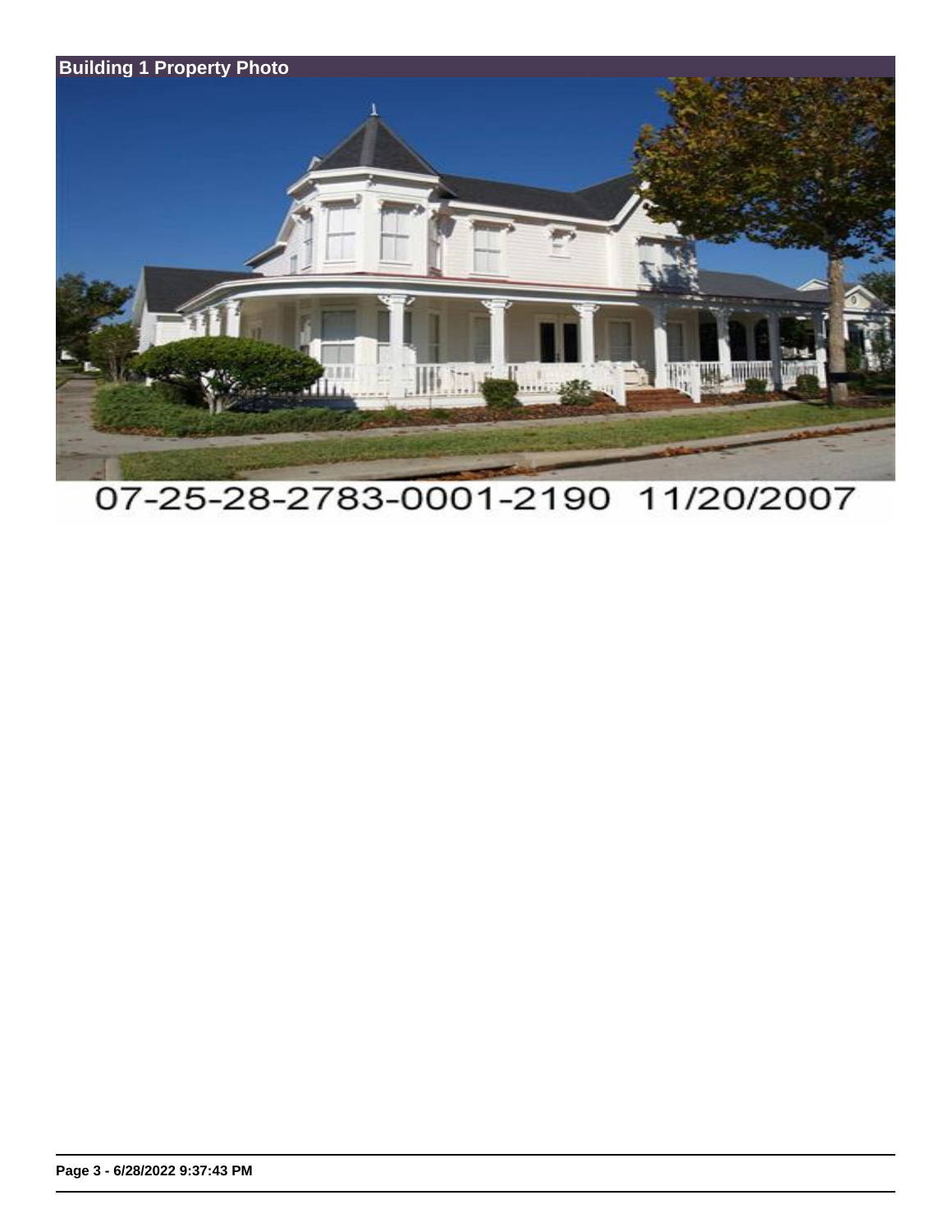## Building 1 Property Photo

07-25-28-2783-0001-2190 11/20/2007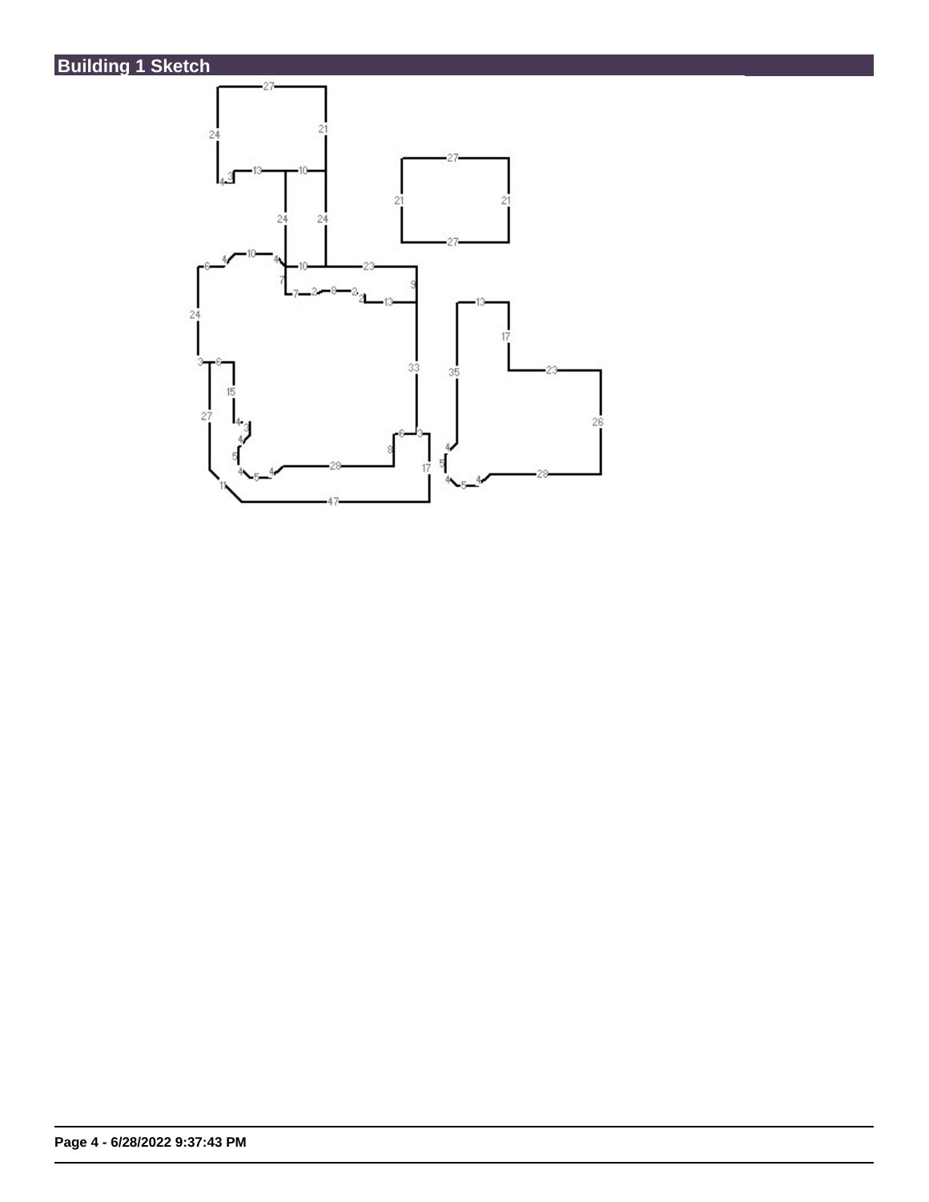## Building 1 Sketch

27
24
21
4 3
13
10
24
24
27
21
21
27
6
4
10
4
10
23
7
7
2
8
3
2
13
9
24
33
13
17
35
23
3
6
15
27
26
4
3
4
5
4
5
4
28
6
8
3
17
4
5
4
5
4
28
11
47